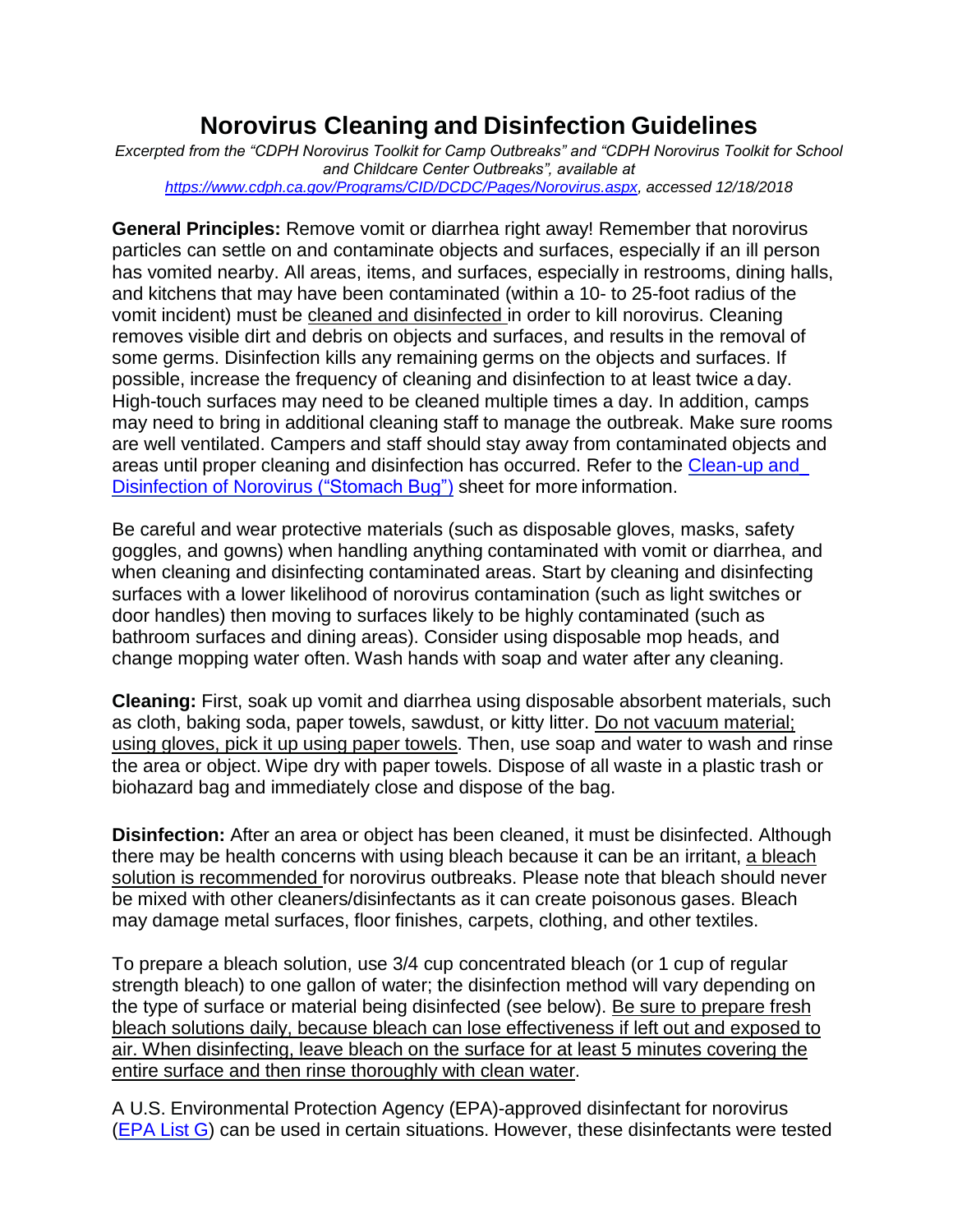# Norovirus Cleaning and Disinfection Guidelines

*Excerpted from the "CDPH Norovirus Toolkit for Camp Outbreaks" and "CDPH Norovirus Toolkit for School and Childcare Center Outbreaks", available at [https://www.cdph.ca.gov/Programs/CID/DCDC/Pages/Norovirus.aspx](https://www.cdph.ca.gov/Programs/CID/DCDC/Pages/Norovirus.aspx), accessed 12/18/2018*

**General Principles:** Remove vomit or diarrhea right away! Remember that norovirus particles can settle on and contaminate objects and surfaces, especially if an ill person has vomited nearby. All areas, items, and surfaces, especially in restrooms, dining halls, and kitchens that may have been contaminated (within a 10- to 25-foot radius of the vomit incident) must be cleaned and disinfected in order to kill norovirus. Cleaning removes visible dirt and debris on objects and surfaces, and results in the removal of some germs. Disinfection kills any remaining germs on the objects and surfaces. If possible, increase the frequency of cleaning and disinfection to at least twice a day. High-touch surfaces may need to be cleaned multiple times a day. In addition, camps may need to bring in additional cleaning staff to manage the outbreak. Make sure rooms are well ventilated. Campers and staff should stay away from contaminated objects and areas until proper cleaning and disinfection has occurred. Refer to the Clean-up and Disinfection of Norovirus ("Stomach Bug") sheet for more information.

Be careful and wear protective materials (such as disposable gloves, masks, safety goggles, and gowns) when handling anything contaminated with vomit or diarrhea, and when cleaning and disinfecting contaminated areas. Start by cleaning and disinfecting surfaces with a lower likelihood of norovirus contamination (such as light switches or door handles) then moving to surfaces likely to be highly contaminated (such as bathroom surfaces and dining areas). Consider using disposable mop heads, and change mopping water often. Wash hands with soap and water after any cleaning.

**Cleaning:** First, soak up vomit and diarrhea using disposable absorbent materials, such as cloth, baking soda, paper towels, sawdust, or kitty litter. Do not vacuum material; using gloves, pick it up using paper towels. Then, use soap and water to wash and rinse the area or object. Wipe dry with paper towels. Dispose of all waste in a plastic trash or biohazard bag and immediately close and dispose of the bag.

**Disinfection:** After an area or object has been cleaned, it must be disinfected. Although there may be health concerns with using bleach because it can be an irritant, a bleach solution is recommended for norovirus outbreaks. Please note that bleach should never be mixed with other cleaners/disinfectants as it can create poisonous gases. Bleach may damage metal surfaces, floor finishes, carpets, clothing, and other textiles.

To prepare a bleach solution, use 3/4 cup concentrated bleach (or 1 cup of regular strength bleach) to one gallon of water; the disinfection method will vary depending on the type of surface or material being disinfected (see below). Be sure to prepare fresh bleach solutions daily, because bleach can lose effectiveness if left out and exposed to air. When disinfecting, leave bleach on the surface for at least 5 minutes covering the entire surface and then rinse thoroughly with clean water.

A U.S. Environmental Protection Agency (EPA)-approved disinfectant for norovirus (EPA List G) can be used in certain situations. However, these disinfectants were tested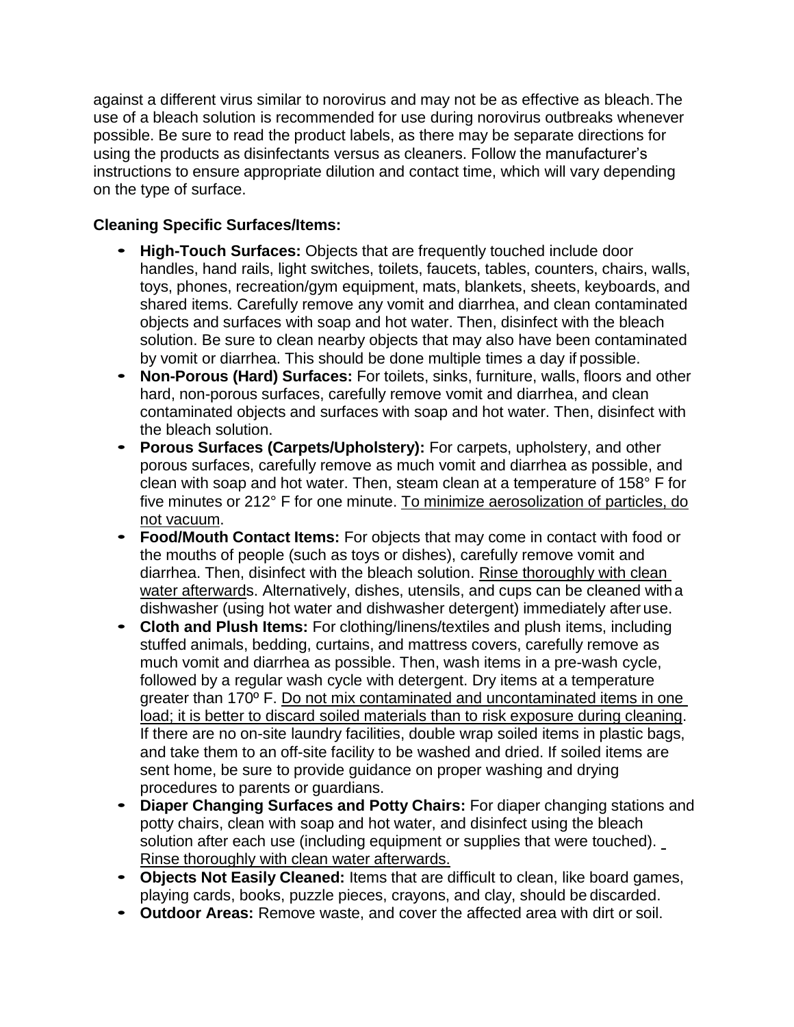against a different virus similar to norovirus and may not be as effective as bleach. The use of a bleach solution is recommended for use during norovirus outbreaks whenever possible. Be sure to read the product labels, as there may be separate directions for using the products as disinfectants versus as cleaners. Follow the manufacturer's instructions to ensure appropriate dilution and contact time, which will vary depending on the type of surface.

**Cleaning Specific Surfaces/Items:**

- **High-Touch Surfaces:** Objects that are frequently touched include door handles, hand rails, light switches, toilets, faucets, tables, counters, chairs, walls, toys, phones, recreation/gym equipment, mats, blankets, sheets, keyboards, and shared items. Carefully remove any vomit and diarrhea, and clean contaminated objects and surfaces with soap and hot water. Then, disinfect with the bleach solution. Be sure to clean nearby objects that may also have been contaminated by vomit or diarrhea. This should be done multiple times a day if possible.
- **Non-Porous (Hard) Surfaces:** For toilets, sinks, furniture, walls, floors and other hard, non-porous surfaces, carefully remove vomit and diarrhea, and clean contaminated objects and surfaces with soap and hot water. Then, disinfect with the bleach solution.
- **Porous Surfaces (Carpets/Upholstery):** For carpets, upholstery, and other porous surfaces, carefully remove as much vomit and diarrhea as possible, and clean with soap and hot water. Then, steam clean at a temperature of 158° F for five minutes or 212° F for one minute. To minimize aerosolization of particles, do not vacuum.
- **Food/Mouth Contact Items:** For objects that may come in contact with food or the mouths of people (such as toys or dishes), carefully remove vomit and diarrhea. Then, disinfect with the bleach solution. Rinse thoroughly with clean water afterwards. Alternatively, dishes, utensils, and cups can be cleaned with a dishwasher (using hot water and dishwasher detergent) immediately after use.
- **Cloth and Plush Items:** For clothing/linens/textiles and plush items, including stuffed animals, bedding, curtains, and mattress covers, carefully remove as much vomit and diarrhea as possible. Then, wash items in a pre-wash cycle, followed by a regular wash cycle with detergent. Dry items at a temperature greater than 170º F. Do not mix contaminated and uncontaminated items in one load; it is better to discard soiled materials than to risk exposure during cleaning. If there are no on-site laundry facilities, double wrap soiled items in plastic bags, and take them to an off-site facility to be washed and dried. If soiled items are sent home, be sure to provide guidance on proper washing and drying procedures to parents or guardians.
- **Diaper Changing Surfaces and Potty Chairs:** For diaper changing stations and potty chairs, clean with soap and hot water, and disinfect using the bleach solution after each use (including equipment or supplies that were touched). Rinse thoroughly with clean water afterwards.
- **Objects Not Easily Cleaned:** Items that are difficult to clean, like board games, playing cards, books, puzzle pieces, crayons, and clay, should be discarded.
- **Outdoor Areas:** Remove waste, and cover the affected area with dirt or soil.